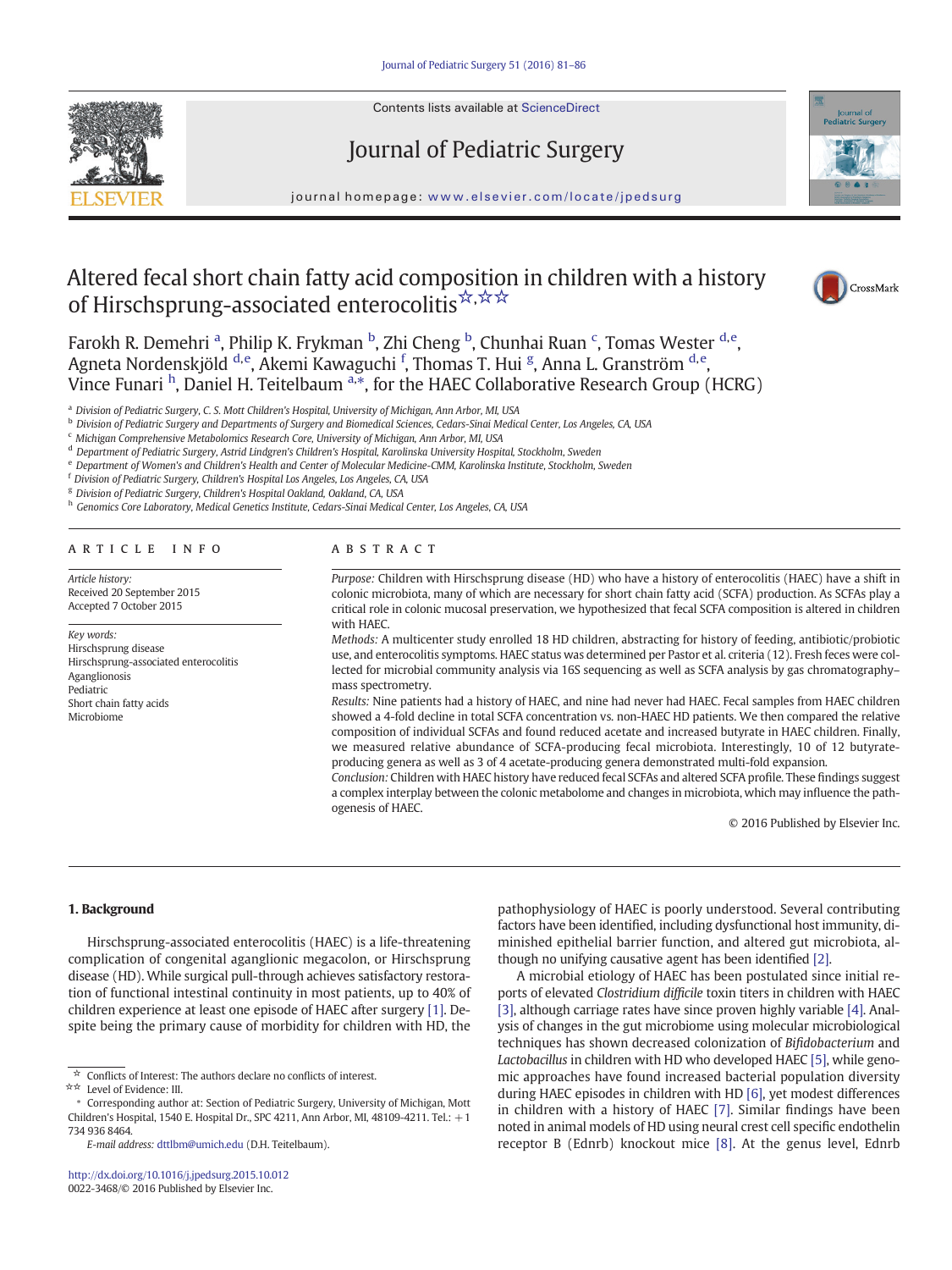# Altered fecal short chain fatty acid composition in children with a history of Hirschsprung-associated enterocolitis☆,☆☆

Farokh R. Demehri [a], Philip K. Frykman [b], Zhi Cheng [b], Chunhai Ruan [c], Tomas Wester [d,e], Agneta Nordenskjöld [d,e], Akemi Kawaguchi [f], Thomas T. Hui [g], Anna L. Granström [d,e], Vince Funari [h], Daniel H. Teitelbaum [a,*], for the HAEC Collaborative Research Group (HCRG)

[a] Division of Pediatric Surgery, C. S. Mott Children's Hospital, University of Michigan, Ann Arbor, MI, USA
[b] Division of Pediatric Surgery and Departments of Surgery and Biomedical Sciences, Cedars-Sinai Medical Center, Los Angeles, CA, USA
[c] Michigan Comprehensive Metabolomics Research Core, University of Michigan, Ann Arbor, MI, USA
[d] Department of Pediatric Surgery, Astrid Lindgren's Children's Hospital, Karolinska University Hospital, Stockholm, Sweden
[e] Department of Women's and Children's Health and Center of Molecular Medicine-CMM, Karolinska Institute, Stockholm, Sweden
[f] Division of Pediatric Surgery, Children's Hospital Los Angeles, Los Angeles, CA, USA
[g] Division of Pediatric Surgery, Children's Hospital Oakland, Oakland, CA, USA
[h] Genomics Core Laboratory, Medical Genetics Institute, Cedars-Sinai Medical Center, Los Angeles, CA, USA

## ARTICLE INFO

*Article history:*
Received 20 September 2015
Accepted 7 October 2015

*Key words:*
Hirschsprung disease
Hirschsprung-associated enterocolitis
Aganglionosis
Pediatric
Short chain fatty acids
Microbiome

## ABSTRACT

*Purpose:* Children with Hirschsprung disease (HD) who have a history of enterocolitis (HAEC) have a shift in colonic microbiota, many of which are necessary for short chain fatty acid (SCFA) production. As SCFAs play a critical role in colonic mucosal preservation, we hypothesized that fecal SCFA composition is altered in children with HAEC.

*Methods:* A multicenter study enrolled 18 HD children, abstracting for history of feeding, antibiotic/probiotic use, and enterocolitis symptoms. HAEC status was determined per Pastor et al. criteria (12). Fresh feces were collected for microbial community analysis via 16S sequencing as well as SCFA analysis by gas chromatography–mass spectrometry.

*Results:* Nine patients had a history of HAEC, and nine had never had HAEC. Fecal samples from HAEC children showed a 4-fold decline in total SCFA concentration vs. non-HAEC HD patients. We then compared the relative composition of individual SCFAs and found reduced acetate and increased butyrate in HAEC children. Finally, we measured relative abundance of SCFA-producing fecal microbiota. Interestingly, 10 of 12 butyrate-producing genera as well as 3 of 4 acetate-producing genera demonstrated multi-fold expansion.

*Conclusion:* Children with HAEC history have reduced fecal SCFAs and altered SCFA profile. These findings suggest a complex interplay between the colonic metabolome and changes in microbiota, which may influence the pathogenesis of HAEC.

© 2016 Published by Elsevier Inc.

## 1. Background

Hirschsprung-associated enterocolitis (HAEC) is a life-threatening complication of congenital aganglionic megacolon, or Hirschsprung disease (HD). While surgical pull-through achieves satisfactory restoration of functional intestinal continuity in most patients, up to 40% of children experience at least one episode of HAEC after surgery [1]. Despite being the primary cause of morbidity for children with HD, the pathophysiology of HAEC is poorly understood. Several contributing factors have been identified, including dysfunctional host immunity, diminished epithelial barrier function, and altered gut microbiota, although no unifying causative agent has been identified [2].

A microbial etiology of HAEC has been postulated since initial reports of elevated *Clostridium difficile* toxin titers in children with HAEC [3], although carriage rates have since proven highly variable [4]. Analysis of changes in the gut microbiome using molecular microbiological techniques has shown decreased colonization of *Bifidobacterium* and *Lactobacillus* in children with HD who developed HAEC [5], while genomic approaches have found increased bacterial population diversity during HAEC episodes in children with HD [6], yet modest differences in children with a history of HAEC [7]. Similar findings have been noted in animal models of HD using neural crest cell specific endothelin receptor B (Ednrb) knockout mice [8]. At the genus level, Ednrb

☆ Conflicts of Interest: The authors declare no conflicts of interest.
☆☆ Level of Evidence: III.
\* Corresponding author at: Section of Pediatric Surgery, University of Michigan, Mott Children's Hospital, 1540 E. Hospital Dr., SPC 4211, Ann Arbor, MI, 48109-4211. Tel.: +1 734 936 8464.
*E-mail address:* dttlbm@umich.edu (D.H. Teitelbaum).

http://dx.doi.org/10.1016/j.jpedsurg.2015.10.012
0022-3468/© 2016 Published by Elsevier Inc.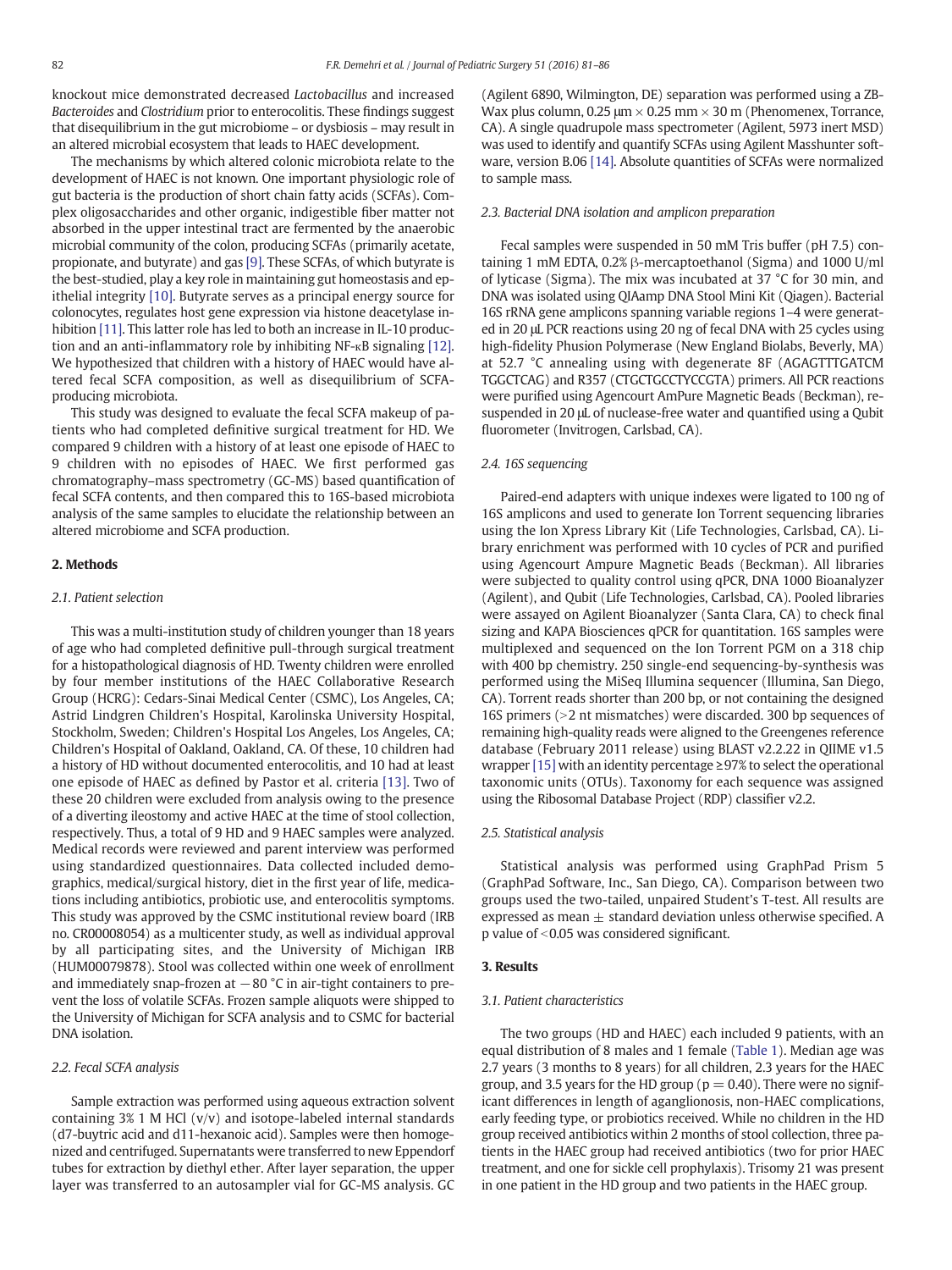knockout mice demonstrated decreased *Lactobacillus* and increased *Bacteroides* and *Clostridium* prior to enterocolitis. These findings suggest that disequilibrium in the gut microbiome – or dysbiosis – may result in an altered microbial ecosystem that leads to HAEC development.

The mechanisms by which altered colonic microbiota relate to the development of HAEC is not known. One important physiologic role of gut bacteria is the production of short chain fatty acids (SCFAs). Complex oligosaccharides and other organic, indigestible fiber matter not absorbed in the upper intestinal tract are fermented by the anaerobic microbial community of the colon, producing SCFAs (primarily acetate, propionate, and butyrate) and gas [9]. These SCFAs, of which butyrate is the best-studied, play a key role in maintaining gut homeostasis and epithelial integrity [10]. Butyrate serves as a principal energy source for colonocytes, regulates host gene expression via histone deacetylase inhibition [11]. This latter role has led to both an increase in IL-10 production and an anti-inflammatory role by inhibiting NF-κB signaling [12]. We hypothesized that children with a history of HAEC would have altered fecal SCFA composition, as well as disequilibrium of SCFA-producing microbiota.

This study was designed to evaluate the fecal SCFA makeup of patients who had completed definitive surgical treatment for HD. We compared 9 children with a history of at least one episode of HAEC to 9 children with no episodes of HAEC. We first performed gas chromatography–mass spectrometry (GC-MS) based quantification of fecal SCFA contents, and then compared this to 16S-based microbiota analysis of the same samples to elucidate the relationship between an altered microbiome and SCFA production.

## 2. Methods

### 2.1. Patient selection

This was a multi-institution study of children younger than 18 years of age who had completed definitive pull-through surgical treatment for a histopathological diagnosis of HD. Twenty children were enrolled by four member institutions of the HAEC Collaborative Research Group (HCRG): Cedars-Sinai Medical Center (CSMC), Los Angeles, CA; Astrid Lindgren Children's Hospital, Karolinska University Hospital, Stockholm, Sweden; Children's Hospital Los Angeles, Los Angeles, CA; Children's Hospital of Oakland, Oakland, CA. Of these, 10 children had a history of HD without documented enterocolitis, and 10 had at least one episode of HAEC as defined by Pastor et al. criteria [13]. Two of these 20 children were excluded from analysis owing to the presence of a diverting ileostomy and active HAEC at the time of stool collection, respectively. Thus, a total of 9 HD and 9 HAEC samples were analyzed. Medical records were reviewed and parent interview was performed using standardized questionnaires. Data collected included demographics, medical/surgical history, diet in the first year of life, medications including antibiotics, probiotic use, and enterocolitis symptoms. This study was approved by the CSMC institutional review board (IRB no. CR00008054) as a multicenter study, as well as individual approval by all participating sites, and the University of Michigan IRB (HUM00079878). Stool was collected within one week of enrollment and immediately snap-frozen at −80 °C in air-tight containers to prevent the loss of volatile SCFAs. Frozen sample aliquots were shipped to the University of Michigan for SCFA analysis and to CSMC for bacterial DNA isolation.

### 2.2. Fecal SCFA analysis

Sample extraction was performed using aqueous extraction solvent containing 3% 1 M HCl (v/v) and isotope-labeled internal standards (d7-buytric acid and d11-hexanoic acid). Samples were then homogenized and centrifuged. Supernatants were transferred to new Eppendorf tubes for extraction by diethyl ether. After layer separation, the upper layer was transferred to an autosampler vial for GC-MS analysis. GC (Agilent 6890, Wilmington, DE) separation was performed using a ZB-Wax plus column, 0.25 μm × 0.25 mm × 30 m (Phenomenex, Torrance, CA). A single quadrupole mass spectrometer (Agilent, 5973 inert MSD) was used to identify and quantify SCFAs using Agilent Masshunter software, version B.06 [14]. Absolute quantities of SCFAs were normalized to sample mass.

### 2.3. Bacterial DNA isolation and amplicon preparation

Fecal samples were suspended in 50 mM Tris buffer (pH 7.5) containing 1 mM EDTA, 0.2% β-mercaptoethanol (Sigma) and 1000 U/ml of lyticase (Sigma). The mix was incubated at 37 °C for 30 min, and DNA was isolated using QIAamp DNA Stool Mini Kit (Qiagen). Bacterial 16S rRNA gene amplicons spanning variable regions 1–4 were generated in 20 μL PCR reactions using 20 ng of fecal DNA with 25 cycles using high-fidelity Phusion Polymerase (New England Biolabs, Beverly, MA) at 52.7 °C annealing using with degenerate 8F (AGAGTTTGATCM TGGCTCAG) and R357 (CTGCTGCCTYCCGTA) primers. All PCR reactions were purified using Agencourt AmPure Magnetic Beads (Beckman), resuspended in 20 μL of nuclease-free water and quantified using a Qubit fluorometer (Invitrogen, Carlsbad, CA).

### 2.4. 16S sequencing

Paired-end adapters with unique indexes were ligated to 100 ng of 16S amplicons and used to generate Ion Torrent sequencing libraries using the Ion Xpress Library Kit (Life Technologies, Carlsbad, CA). Library enrichment was performed with 10 cycles of PCR and purified using Agencourt Ampure Magnetic Beads (Beckman). All libraries were subjected to quality control using qPCR, DNA 1000 Bioanalyzer (Agilent), and Qubit (Life Technologies, Carlsbad, CA). Pooled libraries were assayed on Agilent Bioanalyzer (Santa Clara, CA) to check final sizing and KAPA Biosciences qPCR for quantitation. 16S samples were multiplexed and sequenced on the Ion Torrent PGM on a 318 chip with 400 bp chemistry. 250 single-end sequencing-by-synthesis was performed using the MiSeq Illumina sequencer (Illumina, San Diego, CA). Torrent reads shorter than 200 bp, or not containing the designed 16S primers (>2 nt mismatches) were discarded. 300 bp sequences of remaining high-quality reads were aligned to the Greengenes reference database (February 2011 release) using BLAST v2.2.22 in QIIME v1.5 wrapper [15] with an identity percentage ≥97% to select the operational taxonomic units (OTUs). Taxonomy for each sequence was assigned using the Ribosomal Database Project (RDP) classifier v2.2.

### 2.5. Statistical analysis

Statistical analysis was performed using GraphPad Prism 5 (GraphPad Software, Inc., San Diego, CA). Comparison between two groups used the two-tailed, unpaired Student's T-test. All results are expressed as mean ± standard deviation unless otherwise specified. A p value of $<0.05$ was considered significant.

## 3. Results

### 3.1. Patient characteristics

The two groups (HD and HAEC) each included 9 patients, with an equal distribution of 8 males and 1 female (Table 1). Median age was 2.7 years (3 months to 8 years) for all children, 2.3 years for the HAEC group, and 3.5 years for the HD group ($p = 0.40$). There were no significant differences in length of aganglionosis, non-HAEC complications, early feeding type, or probiotics received. While no children in the HD group received antibiotics within 2 months of stool collection, three patients in the HAEC group had received antibiotics (two for prior HAEC treatment, and one for sickle cell prophylaxis). Trisomy 21 was present in one patient in the HD group and two patients in the HAEC group.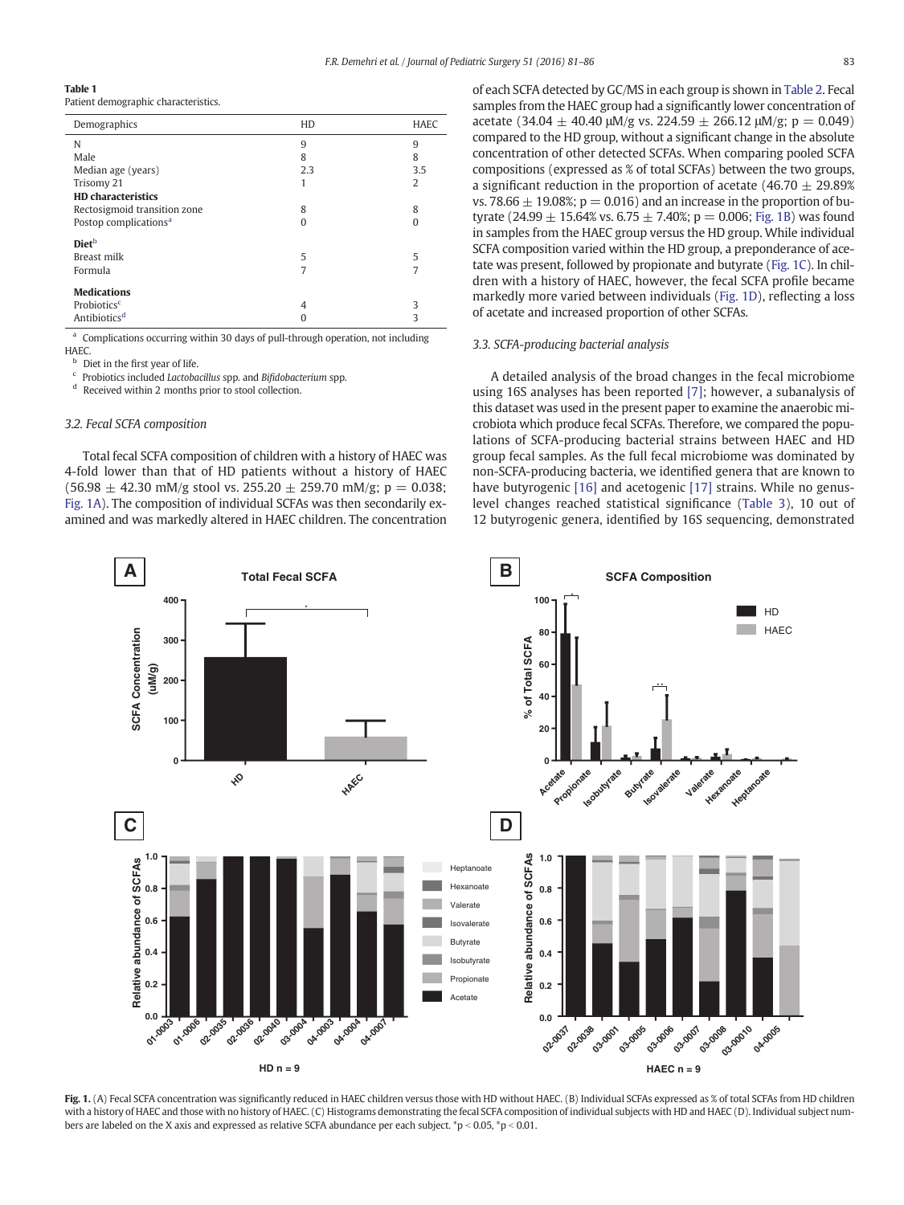**Table 1**
Patient demographic characteristics.

| Demographics | HD | HAEC |
|---|---|---|
| N | 9 | 9 |
| Male | 8 | 8 |
| Median age (years) | 2.3 | 3.5 |
| Trisomy 21 | 1 | 2 |
| **HD characteristics** | | |
| Rectosigmoid transition zone | 8 | 8 |
| Postop complications[a] | 0 | 0 |
| **Diet**[b] | | |
| Breast milk | 5 | 5 |
| Formula | 7 | 7 |
| **Medications** | | |
| Probiotics[c] | 4 | 3 |
| Antibiotics[d] | 0 | 3 |

[a] Complications occurring within 30 days of pull-through operation, not including HAEC.
[b] Diet in the first year of life.
[c] Probiotics included *Lactobacillus* spp. and *Bifidobacterium* spp.
[d] Received within 2 months prior to stool collection.

### 3.2. Fecal SCFA composition

Total fecal SCFA composition of children with a history of HAEC was 4-fold lower than that of HD patients without a history of HAEC ($56.98 \pm 42.30$ mM/g stool vs. $255.20 \pm 259.70$ mM/g; $p = 0.038$; Fig. 1A). The composition of individual SCFAs was then secondarily examined and was markedly altered in HAEC children. The concentration of each SCFA detected by GC/MS in each group is shown in Table 2. Fecal samples from the HAEC group had a significantly lower concentration of acetate ($34.04 \pm 40.40$ μM/g vs. $224.59 \pm 266.12$ μM/g; $p = 0.049$) compared to the HD group, without a significant change in the absolute concentration of other detected SCFAs. When comparing pooled SCFA compositions (expressed as % of total SCFAs) between the two groups, a significant reduction in the proportion of acetate ($46.70 \pm 29.89\%$ vs. $78.66 \pm 19.08\%$; $p = 0.016$) and an increase in the proportion of butyrate ($24.99 \pm 15.64\%$ vs. $6.75 \pm 7.40\%$; $p = 0.006$; Fig. 1B) was found in samples from the HAEC group versus the HD group. While individual SCFA composition varied within the HD group, a preponderance of acetate was present, followed by propionate and butyrate (Fig. 1C). In children with a history of HAEC, however, the fecal SCFA profile became markedly more varied between individuals (Fig. 1D), reflecting a loss of acetate and increased proportion of other SCFAs.

### 3.3. SCFA-producing bacterial analysis

A detailed analysis of the broad changes in the fecal microbiome using 16S analyses has been reported [7]; however, a subanalysis of this dataset was used in the present paper to examine the anaerobic microbiota which produce fecal SCFAs. Therefore, we compared the populations of SCFA-producing bacterial strains between HAEC and HD group fecal samples. As the full fecal microbiome was dominated by non-SCFA-producing bacteria, we identified genera that are known to have butyrogenic [16] and acetogenic [17] strains. While no genus-level changes reached statistical significance (Table 3), 10 out of 12 butyrogenic genera, identified by 16S sequencing, demonstrated

**Fig. 1.** (A) Fecal SCFA concentration was significantly reduced in HAEC children versus those with HD without HAEC. (B) Individual SCFAs expressed as % of total SCFAs from HD children with a history of HAEC and those with no history of HAEC. (C) Histograms demonstrating the fecal SCFA composition of individual subjects with HD and HAEC (D). Individual subject numbers are labeled on the X axis and expressed as relative SCFA abundance per each subject. *p < 0.05, *p < 0.01.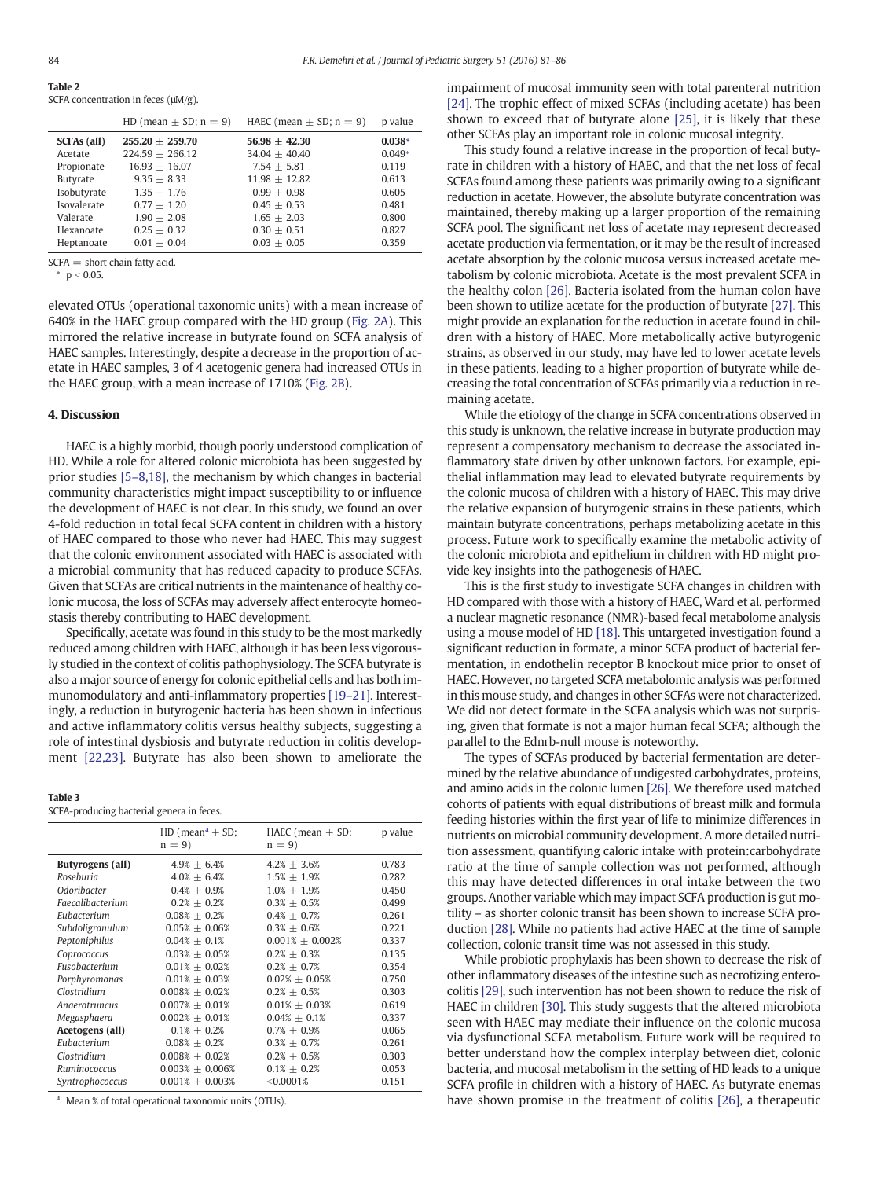**Table 2**
SCFA concentration in feces (μM/g).

| | HD (mean ± SD; n = 9) | HAEC (mean ± SD; n = 9) | p value |
|---|---|---|---|
| **SCFAs (all)** | **255.20 ± 259.70** | **56.98 ± 42.30** | **0.038*** |
| Acetate | 224.59 ± 266.12 | 34.04 ± 40.40 | 0.049* |
| Propionate | 16.93 ± 16.07 | 7.54 ± 5.81 | 0.119 |
| Butyrate | 9.35 ± 8.33 | 11.98 ± 12.82 | 0.613 |
| Isobutyrate | 1.35 ± 1.76 | 0.99 ± 0.98 | 0.605 |
| Isovalerate | 0.77 ± 1.20 | 0.45 ± 0.53 | 0.481 |
| Valerate | 1.90 ± 2.08 | 1.65 ± 2.03 | 0.800 |
| Hexanoate | 0.25 ± 0.32 | 0.30 ± 0.51 | 0.827 |
| Heptanoate | 0.01 ± 0.04 | 0.03 ± 0.05 | 0.359 |

SCFA = short chain fatty acid.
* $p < 0.05$.

elevated OTUs (operational taxonomic units) with a mean increase of 640% in the HAEC group compared with the HD group (Fig. 2A). This mirrored the relative increase in butyrate found on SCFA analysis of HAEC samples. Interestingly, despite a decrease in the proportion of acetate in HAEC samples, 3 of 4 acetogenic genera had increased OTUs in the HAEC group, with a mean increase of 1710% (Fig. 2B).

## 4. Discussion

HAEC is a highly morbid, though poorly understood complication of HD. While a role for altered colonic microbiota has been suggested by prior studies [5–8,18], the mechanism by which changes in bacterial community characteristics might impact susceptibility to or influence the development of HAEC is not clear. In this study, we found an over 4-fold reduction in total fecal SCFA content in children with a history of HAEC compared to those who never had HAEC. This may suggest that the colonic environment associated with HAEC is associated with a microbial community that has reduced capacity to produce SCFAs. Given that SCFAs are critical nutrients in the maintenance of healthy colonic mucosa, the loss of SCFAs may adversely affect enterocyte homeostasis thereby contributing to HAEC development.

Specifically, acetate was found in this study to be the most markedly reduced among children with HAEC, although it has been less vigorously studied in the context of colitis pathophysiology. The SCFA butyrate is also a major source of energy for colonic epithelial cells and has both immunomodulatory and anti-inflammatory properties [19–21]. Interestingly, a reduction in butyrogenic bacteria has been shown in infectious and active inflammatory colitis versus healthy subjects, suggesting a role of intestinal dysbiosis and butyrate reduction in colitis development [22,23]. Butyrate has also been shown to ameliorate the impairment of mucosal immunity seen with total parenteral nutrition [24]. The trophic effect of mixed SCFAs (including acetate) has been shown to exceed that of butyrate alone [25], it is likely that these other SCFAs play an important role in colonic mucosal integrity.

**Table 3**
SCFA-producing bacterial genera in feces.

| | HD (mean[a] ± SD; n = 9) | HAEC (mean ± SD; n = 9) | p value |
|---|---|---|---|
| **Butyrogens (all)** | 4.9% ± 6.4% | 4.2% ± 3.6% | 0.783 |
| *Roseburia* | 4.0% ± 6.4% | 1.5% ± 1.9% | 0.282 |
| *Odoribacter* | 0.4% ± 0.9% | 1.0% ± 1.9% | 0.450 |
| *Faecalibacterium* | 0.2% ± 0.2% | 0.3% ± 0.5% | 0.499 |
| *Eubacterium* | 0.08% ± 0.2% | 0.4% ± 0.7% | 0.261 |
| *Subdoligranulum* | 0.05% ± 0.06% | 0.3% ± 0.6% | 0.221 |
| *Peptoniphilus* | 0.04% ± 0.1% | 0.001% ± 0.002% | 0.337 |
| *Coprococcus* | 0.03% ± 0.05% | 0.2% ± 0.3% | 0.135 |
| *Fusobacterium* | 0.01% ± 0.02% | 0.2% ± 0.7% | 0.354 |
| *Porphyromonas* | 0.01% ± 0.03% | 0.02% ± 0.05% | 0.750 |
| *Clostridium* | 0.008% ± 0.02% | 0.2% ± 0.5% | 0.303 |
| *Anaerotruncus* | 0.007% ± 0.01% | 0.01% ± 0.03% | 0.619 |
| *Megasphaera* | 0.002% ± 0.01% | 0.04% ± 0.1% | 0.337 |
| **Acetogens (all)** | 0.1% ± 0.2% | 0.7% ± 0.9% | 0.065 |
| *Eubacterium* | 0.08% ± 0.2% | 0.3% ± 0.7% | 0.261 |
| *Clostridium* | 0.008% ± 0.02% | 0.2% ± 0.5% | 0.303 |
| *Ruminococcus* | 0.003% ± 0.006% | 0.1% ± 0.2% | 0.053 |
| *Syntrophococcus* | 0.001% ± 0.003% | <0.0001% | 0.151 |

[a] Mean % of total operational taxonomic units (OTUs).

This study found a relative increase in the proportion of fecal butyrate in children with a history of HAEC, and that the net loss of fecal SCFAs found among these patients was primarily owing to a significant reduction in acetate. However, the absolute butyrate concentration was maintained, thereby making up a larger proportion of the remaining SCFA pool. The significant net loss of acetate may represent decreased acetate production via fermentation, or it may be the result of increased acetate absorption by the colonic mucosa versus increased acetate metabolism by colonic microbiota. Acetate is the most prevalent SCFA in the healthy colon [26]. Bacteria isolated from the human colon have been shown to utilize acetate for the production of butyrate [27]. This might provide an explanation for the reduction in acetate found in children with a history of HAEC. More metabolically active butyrogenic strains, as observed in our study, may have led to lower acetate levels in these patients, leading to a higher proportion of butyrate while decreasing the total concentration of SCFAs primarily via a reduction in remaining acetate.

While the etiology of the change in SCFA concentrations observed in this study is unknown, the relative increase in butyrate production may represent a compensatory mechanism to decrease the associated inflammatory state driven by other unknown factors. For example, epithelial inflammation may lead to elevated butyrate requirements by the colonic mucosa of children with a history of HAEC. This may drive the relative expansion of butyrogenic strains in these patients, which maintain butyrate concentrations, perhaps metabolizing acetate in this process. Future work to specifically examine the metabolic activity of the colonic microbiota and epithelium in children with HD might provide key insights into the pathogenesis of HAEC.

This is the first study to investigate SCFA changes in children with HD compared with those with a history of HAEC, Ward et al. performed a nuclear magnetic resonance (NMR)-based fecal metabolome analysis using a mouse model of HD [18]. This untargeted investigation found a significant reduction in formate, a minor SCFA product of bacterial fermentation, in endothelin receptor B knockout mice prior to onset of HAEC. However, no targeted SCFA metabolomic analysis was performed in this mouse study, and changes in other SCFAs were not characterized. We did not detect formate in the SCFA analysis which was not surprising, given that formate is not a major human fecal SCFA; although the parallel to the Ednrb-null mouse is noteworthy.

The types of SCFAs produced by bacterial fermentation are determined by the relative abundance of undigested carbohydrates, proteins, and amino acids in the colonic lumen [26]. We therefore used matched cohorts of patients with equal distributions of breast milk and formula feeding histories within the first year of life to minimize differences in nutrients on microbial community development. A more detailed nutrition assessment, quantifying caloric intake with protein:carbohydrate ratio at the time of sample collection was not performed, although this may have detected differences in oral intake between the two groups. Another variable which may impact SCFA production is gut motility – as shorter colonic transit has been shown to increase SCFA production [28]. While no patients had active HAEC at the time of sample collection, colonic transit time was not assessed in this study.

While probiotic prophylaxis has been shown to decrease the risk of other inflammatory diseases of the intestine such as necrotizing enterocolitis [29], such intervention has not been shown to reduce the risk of HAEC in children [30]. This study suggests that the altered microbiota seen with HAEC may mediate their influence on the colonic mucosa via dysfunctional SCFA metabolism. Future work will be required to better understand how the complex interplay between diet, colonic bacteria, and mucosal metabolism in the setting of HD leads to a unique SCFA profile in children with a history of HAEC. As butyrate enemas have shown promise in the treatment of colitis [26], a therapeutic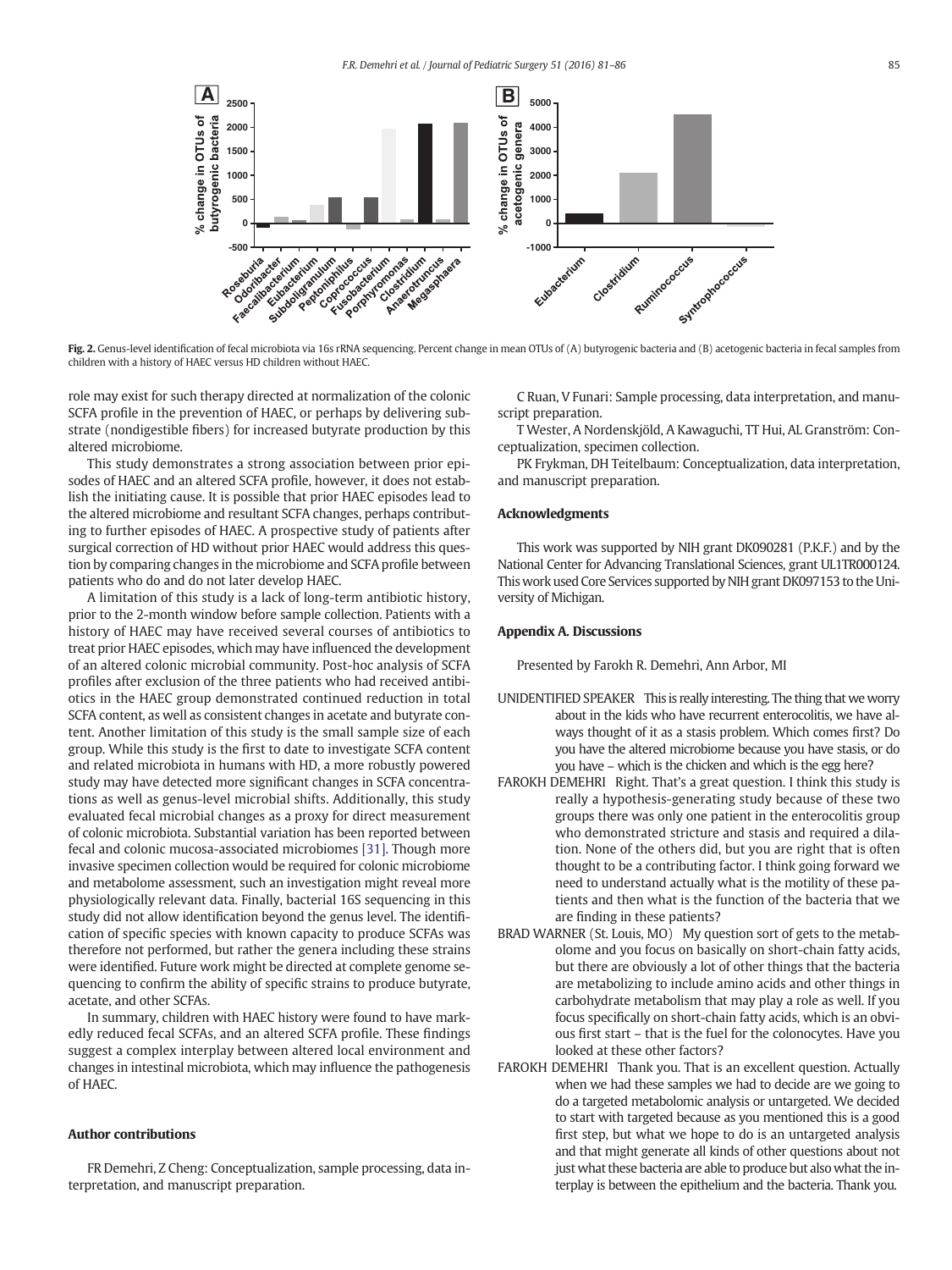Fig. 2. Genus-level identification of fecal microbiota via 16s rRNA sequencing. Percent change in mean OTUs of (A) butyrogenic bacteria and (B) acetogenic bacteria in fecal samples from children with a history of HAEC versus HD children without HAEC.

role may exist for such therapy directed at normalization of the colonic SCFA profile in the prevention of HAEC, or perhaps by delivering substrate (nondigestible fibers) for increased butyrate production by this altered microbiome.

This study demonstrates a strong association between prior episodes of HAEC and an altered SCFA profile, however, it does not establish the initiating cause. It is possible that prior HAEC episodes lead to the altered microbiome and resultant SCFA changes, perhaps contributing to further episodes of HAEC. A prospective study of patients after surgical correction of HD without prior HAEC would address this question by comparing changes in the microbiome and SCFA profile between patients who do and do not later develop HAEC.

A limitation of this study is a lack of long-term antibiotic history, prior to the 2-month window before sample collection. Patients with a history of HAEC may have received several courses of antibiotics to treat prior HAEC episodes, which may have influenced the development of an altered colonic microbial community. Post-hoc analysis of SCFA profiles after exclusion of the three patients who had received antibiotics in the HAEC group demonstrated continued reduction in total SCFA content, as well as consistent changes in acetate and butyrate content. Another limitation of this study is the small sample size of each group. While this study is the first to date to investigate SCFA content and related microbiota in humans with HD, a more robustly powered study may have detected more significant changes in SCFA concentrations as well as genus-level microbial shifts. Additionally, this study evaluated fecal microbial changes as a proxy for direct measurement of colonic microbiota. Substantial variation has been reported between fecal and colonic mucosa-associated microbiomes [31]. Though more invasive specimen collection would be required for colonic microbiome and metabolome assessment, such an investigation might reveal more physiologically relevant data. Finally, bacterial 16S sequencing in this study did not allow identification beyond the genus level. The identification of specific species with known capacity to produce SCFAs was therefore not performed, but rather the genera including these strains were identified. Future work might be directed at complete genome sequencing to confirm the ability of specific strains to produce butyrate, acetate, and other SCFAs.

In summary, children with HAEC history were found to have markedly reduced fecal SCFAs, and an altered SCFA profile. These findings suggest a complex interplay between altered local environment and changes in intestinal microbiota, which may influence the pathogenesis of HAEC.

## Author contributions

FR Demehri, Z Cheng: Conceptualization, sample processing, data interpretation, and manuscript preparation.

C Ruan, V Funari: Sample processing, data interpretation, and manuscript preparation.

T Wester, A Nordenskjöld, A Kawaguchi, TT Hui, AL Granström: Conceptualization, specimen collection.

PK Frykman, DH Teitelbaum: Conceptualization, data interpretation, and manuscript preparation.

## Acknowledgments

This work was supported by NIH grant DK090281 (P.K.F.) and by the National Center for Advancing Translational Sciences, grant UL1TR000124. This work used Core Services supported by NIH grant DK097153 to the University of Michigan.

## Appendix A. Discussions

Presented by Farokh R. Demehri, Ann Arbor, MI

UNIDENTIFIED SPEAKER This is really interesting. The thing that we worry about in the kids who have recurrent enterocolitis, we have always thought of it as a stasis problem. Which comes first? Do you have the altered microbiome because you have stasis, or do you have – which is the chicken and which is the egg here?

FAROKH DEMEHRI Right. That's a great question. I think this study is really a hypothesis-generating study because of these two groups there was only one patient in the enterocolitis group who demonstrated stricture and stasis and required a dilation. None of the others did, but you are right that is often thought to be a contributing factor. I think going forward we need to understand actually what is the motility of these patients and then what is the function of the bacteria that we are finding in these patients?

BRAD WARNER (St. Louis, MO) My question sort of gets to the metabolome and you focus on basically on short-chain fatty acids, but there are obviously a lot of other things that the bacteria are metabolizing to include amino acids and other things in carbohydrate metabolism that may play a role as well. If you focus specifically on short-chain fatty acids, which is an obvious first start – that is the fuel for the colonocytes. Have you looked at these other factors?

FAROKH DEMEHRI Thank you. That is an excellent question. Actually when we had these samples we had to decide are we going to do a targeted metabolomic analysis or untargeted. We decided to start with targeted because as you mentioned this is a good first step, but what we hope to do is an untargeted analysis and that might generate all kinds of other questions about not just what these bacteria are able to produce but also what the interplay is between the epithelium and the bacteria. Thank you.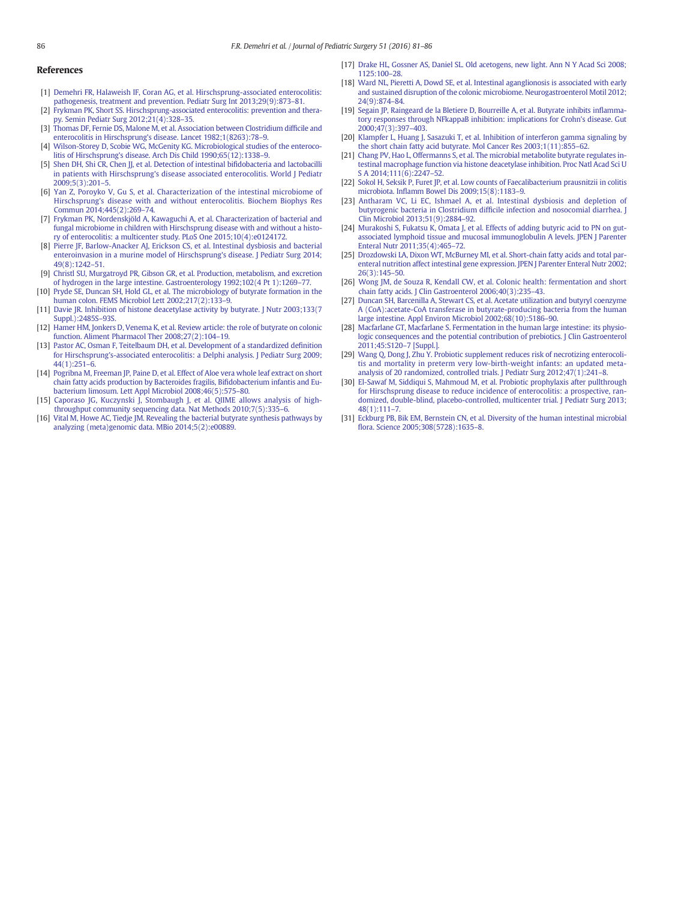## References

[1] Demehri FR, Halaweish IF, Coran AG, et al. Hirschsprung-associated enterocolitis: pathogenesis, treatment and prevention. Pediatr Surg Int 2013;29(9):873–81.

[2] Frykman PK, Short SS. Hirschsprung-associated enterocolitis: prevention and therapy. Semin Pediatr Surg 2012;21(4):328–35.

[3] Thomas DF, Fernie DS, Malone M, et al. Association between Clostridium difficile and enterocolitis in Hirschsprung's disease. Lancet 1982;1(8263):78–9.

[4] Wilson-Storey D, Scobie WG, McGenity KG. Microbiological studies of the enterocolitis of Hirschsprung's disease. Arch Dis Child 1990;65(12):1338–9.

[5] Shen DH, Shi CR, Chen JJ, et al. Detection of intestinal bifidobacteria and lactobacilli in patients with Hirschsprung's disease associated enterocolitis. World J Pediatr 2009;5(3):201–5.

[6] Yan Z, Poroyko V, Gu S, et al. Characterization of the intestinal microbiome of Hirschsprung's disease with and without enterocolitis. Biochem Biophys Res Commun 2014;445(2):269–74.

[7] Frykman PK, Nordenskjöld A, Kawaguchi A, et al. Characterization of bacterial and fungal microbiome in children with Hirschsprung disease with and without a history of enterocolitis: a multicenter study. PLoS One 2015;10(4):e0124172.

[8] Pierre JF, Barlow-Anacker AJ, Erickson CS, et al. Intestinal dysbiosis and bacterial enteroinvasion in a murine model of Hirschsprung's disease. J Pediatr Surg 2014;49(8):1242–51.

[9] Christl SU, Murgatroyd PR, Gibson GR, et al. Production, metabolism, and excretion of hydrogen in the large intestine. Gastroenterology 1992;102(4 Pt 1):1269–77.

[10] Pryde SE, Duncan SH, Hold GL, et al. The microbiology of butyrate formation in the human colon. FEMS Microbiol Lett 2002;217(2):133–9.

[11] Davie JR. Inhibition of histone deacetylase activity by butyrate. J Nutr 2003;133(7 Suppl.):2485S–93S.

[12] Hamer HM, Jonkers D, Venema K, et al. Review article: the role of butyrate on colonic function. Aliment Pharmacol Ther 2008;27(2):104–19.

[13] Pastor AC, Osman F, Teitelbaum DH, et al. Development of a standardized definition for Hirschsprung's-associated enterocolitis: a Delphi analysis. J Pediatr Surg 2009;44(1):251–6.

[14] Pogribna M, Freeman JP, Paine D, et al. Effect of Aloe vera whole leaf extract on short chain fatty acids production by Bacteroides fragilis, Bifidobacterium infantis and Eubacterium limosum. Lett Appl Microbiol 2008;46(5):575–80.

[15] Caporaso JG, Kuczynski J, Stombaugh J, et al. QIIME allows analysis of high-throughput community sequencing data. Nat Methods 2010;7(5):335–6.

[16] Vital M, Howe AC, Tiedje JM. Revealing the bacterial butyrate synthesis pathways by analyzing (meta)genomic data. MBio 2014;5(2):e00889.

[17] Drake HL, Gossner AS, Daniel SL. Old acetogens, new light. Ann N Y Acad Sci 2008;1125:100–28.

[18] Ward NL, Pieretti A, Dowd SE, et al. Intestinal aganglionosis is associated with early and sustained disruption of the colonic microbiome. Neurogastroenterol Motil 2012;24(9):874–84.

[19] Segain JP, Raingeard de la Bletiere D, Bourreille A, et al. Butyrate inhibits inflammatory responses through NFkappaB inhibition: implications for Crohn's disease. Gut 2000;47(3):397–403.

[20] Klampfer L, Huang J, Sasazuki T, et al. Inhibition of interferon gamma signaling by the short chain fatty acid butyrate. Mol Cancer Res 2003;1(11):855–62.

[21] Chang PV, Hao L, Offermanns S, et al. The microbial metabolite butyrate regulates intestinal macrophage function via histone deacetylase inhibition. Proc Natl Acad Sci U S A 2014;111(6):2247–52.

[22] Sokol H, Seksik P, Furet JP, et al. Low counts of Faecalibacterium prausnitzii in colitis microbiota. Inflamm Bowel Dis 2009;15(8):1183–9.

[23] Antharam VC, Li EC, Ishmael A, et al. Intestinal dysbiosis and depletion of butyrogenic bacteria in Clostridium difficile infection and nosocomial diarrhea. J Clin Microbiol 2013;51(9):2884–92.

[24] Murakoshi S, Fukatsu K, Omata J, et al. Effects of adding butyric acid to PN on gut-associated lymphoid tissue and mucosal immunoglobulin A levels. JPEN J Parenter Enteral Nutr 2011;35(4):465–72.

[25] Drozdowski LA, Dixon WT, McBurney MI, et al. Short-chain fatty acids and total parenteral nutrition affect intestinal gene expression. JPEN J Parenter Enteral Nutr 2002;26(3):145–50.

[26] Wong JM, de Souza R, Kendall CW, et al. Colonic health: fermentation and short chain fatty acids. J Clin Gastroenterol 2006;40(3):235–43.

[27] Duncan SH, Barcenilla A, Stewart CS, et al. Acetate utilization and butyryl coenzyme A (CoA):acetate-CoA transferase in butyrate-producing bacteria from the human large intestine. Appl Environ Microbiol 2002;68(10):5186–90.

[28] Macfarlane GT, Macfarlane S. Fermentation in the human large intestine: its physiologic consequences and the potential contribution of prebiotics. J Clin Gastroenterol 2011;45:S120–7 [Suppl.].

[29] Wang Q, Dong J, Zhu Y. Probiotic supplement reduces risk of necrotizing enterocolitis and mortality in preterm very low-birth-weight infants: an updated meta-analysis of 20 randomized, controlled trials. J Pediatr Surg 2012;47(1):241–8.

[30] El-Sawaf M, Siddiqui S, Mahmoud M, et al. Probiotic prophylaxis after pullthrough for Hirschsprung disease to reduce incidence of enterocolitis: a prospective, randomized, double-blind, placebo-controlled, multicenter trial. J Pediatr Surg 2013;48(1):111–7.

[31] Eckburg PB, Bik EM, Bernstein CN, et al. Diversity of the human intestinal microbial flora. Science 2005;308(5728):1635–8.